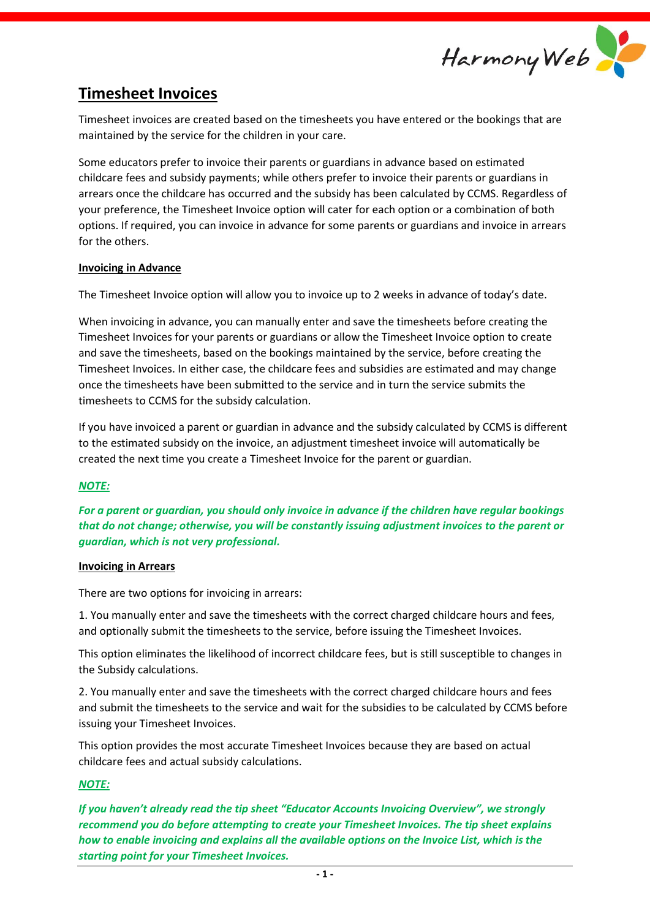# Timesheet Invoices

Timesheet invoices are created based on the timesheets you have entered or the bookings that are maintained by the service for the children in your care.

Some educators prefer to invoice their parents or guardians in advance based on estimated childcare fees and subsidy payments; while others prefer to invoice their parents or guardians in arrears once the childcare has occurred and the subsidy has been calculated by CCMS. Regardless of your preference, the Timesheet Invoice option will cater for each option or a combination of both options. If required, you can invoice in advance for some parents or guardians and invoice in arrears for the others.

## Invoicing in Advance

The Timesheet Invoice option will allow you to invoice up to 2 weeks in advance of today's date.

When invoicing in advance, you can manually enter and save the timesheets before creating the Timesheet Invoices for your parents or guardians or allow the Timesheet Invoice option to create and save the timesheets, based on the bookings maintained by the service, before creating the Timesheet Invoices. In either case, the childcare fees and subsidies are estimated and may change once the timesheets have been submitted to the service and in turn the service submits the timesheets to CCMS for the subsidy calculation.

If you have invoiced a parent or guardian in advance and the subsidy calculated by CCMS is different to the estimated subsidy on the invoice, an adjustment timesheet invoice will automatically be created the next time you create a Timesheet Invoice for the parent or guardian.

***NOTE:***

***For a parent or guardian, you should only invoice in advance if the children have regular bookings that do not change; otherwise, you will be constantly issuing adjustment invoices to the parent or guardian, which is not very professional.***

## Invoicing in Arrears

There are two options for invoicing in arrears:

1. You manually enter and save the timesheets with the correct charged childcare hours and fees, and optionally submit the timesheets to the service, before issuing the Timesheet Invoices.

This option eliminates the likelihood of incorrect childcare fees, but is still susceptible to changes in the Subsidy calculations.

2. You manually enter and save the timesheets with the correct charged childcare hours and fees and submit the timesheets to the service and wait for the subsidies to be calculated by CCMS before issuing your Timesheet Invoices.

This option provides the most accurate Timesheet Invoices because they are based on actual childcare fees and actual subsidy calculations.

***NOTE:***

***If you haven't already read the tip sheet "Educator Accounts Invoicing Overview", we strongly recommend you do before attempting to create your Timesheet Invoices. The tip sheet explains how to enable invoicing and explains all the available options on the Invoice List, which is the starting point for your Timesheet Invoices.***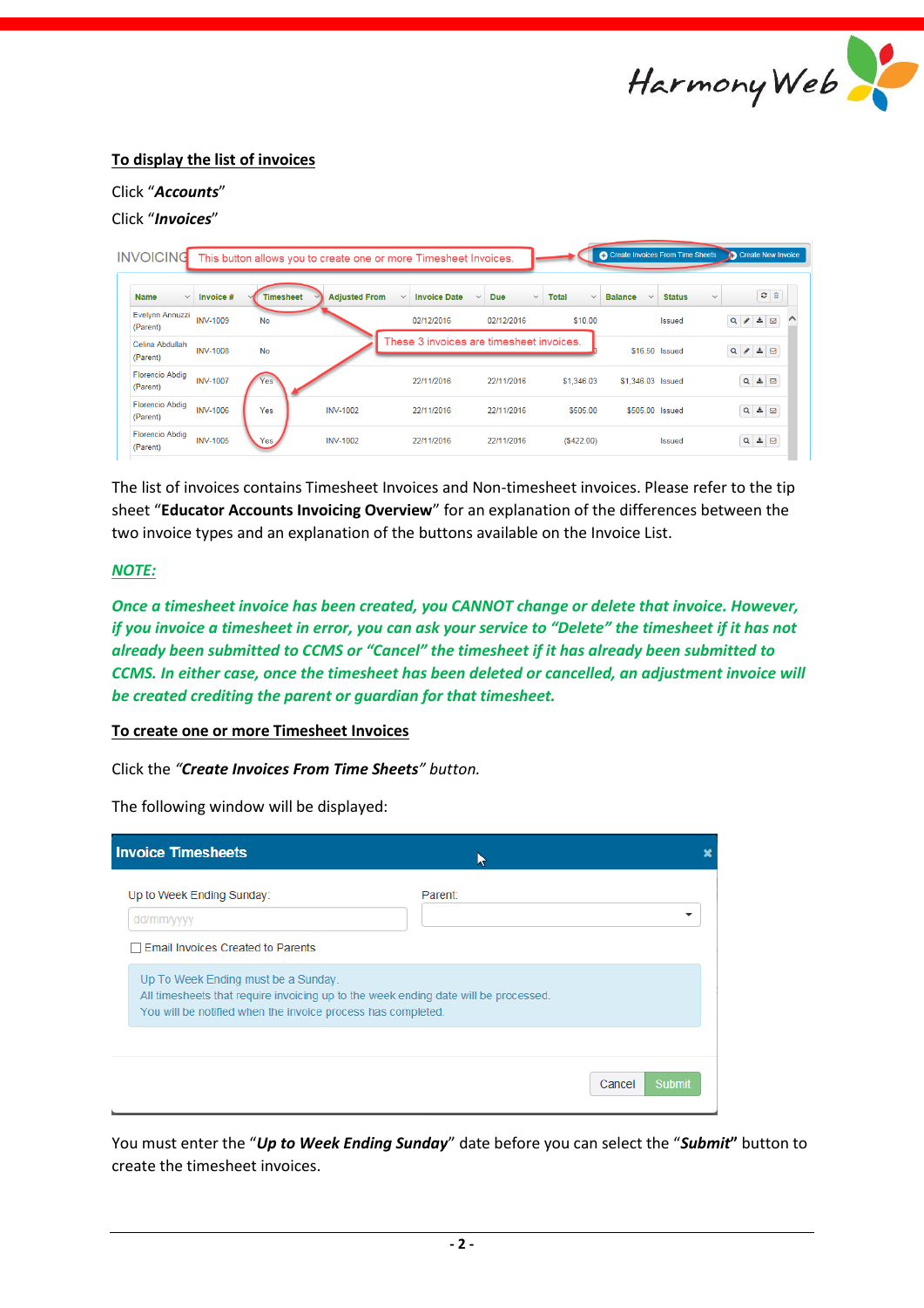**To display the list of invoices**

Click "*Accounts*"

Click "*Invoices*"

INVOICING — This button allows you to create one or more Timesheet Invoices. → Create Invoices From Time Sheets | Create New Invoice

| Name | Invoice # | Timesheet | Adjusted From | Invoice Date | Due | Total | Balance | Status |
|---|---|---|---|---|---|---|---|---|
| Evelynn Annuzzi (Parent) | INV-1009 | No | | 02/12/2016 | 02/12/2016 | $10.00 | | Issued |
| Celina Abdullah (Parent) | INV-1008 | No | | | | | $16.50 | Issued |
| Florencio Abdig (Parent) | INV-1007 | Yes | | 22/11/2016 | 22/11/2016 | $1,346.03 | $1,346.03 | Issued |
| Florencio Abdig (Parent) | INV-1006 | Yes | INV-1002 | 22/11/2016 | 22/11/2016 | $505.00 | $505.00 | Issued |
| Florencio Abdig (Parent) | INV-1005 | Yes | INV-1002 | 22/11/2016 | 22/11/2016 | ($422.00) | | Issued |

These 3 invoices are timesheet invoices.

The list of invoices contains Timesheet Invoices and Non-timesheet invoices. Please refer to the tip sheet "**Educator Accounts Invoicing Overview**" for an explanation of the differences between the two invoice types and an explanation of the buttons available on the Invoice List.

***NOTE:***

***Once a timesheet invoice has been created, you CANNOT change or delete that invoice. However, if you invoice a timesheet in error, you can ask your service to "Delete" the timesheet if it has not already been submitted to CCMS or "Cancel" the timesheet if it has already been submitted to CCMS. In either case, once the timesheet has been deleted or cancelled, an adjustment invoice will be created crediting the parent or guardian for that timesheet.***

**To create one or more Timesheet Invoices**

Click the *"**Create Invoices From Time Sheets**" button.*

The following window will be displayed:

**Invoice Timesheets**

Up to Week Ending Sunday: dd/mm/yyyy

Parent:

☐ Email Invoices Created to Parents

Up To Week Ending must be a Sunday.
All timesheets that require invoicing up to the week ending date will be processed.
You will be notified when the invoice process has completed.

Cancel | Submit

You must enter the "***Up to Week Ending Sunday***" date before you can select the "***Submit***" button to create the timesheet invoices.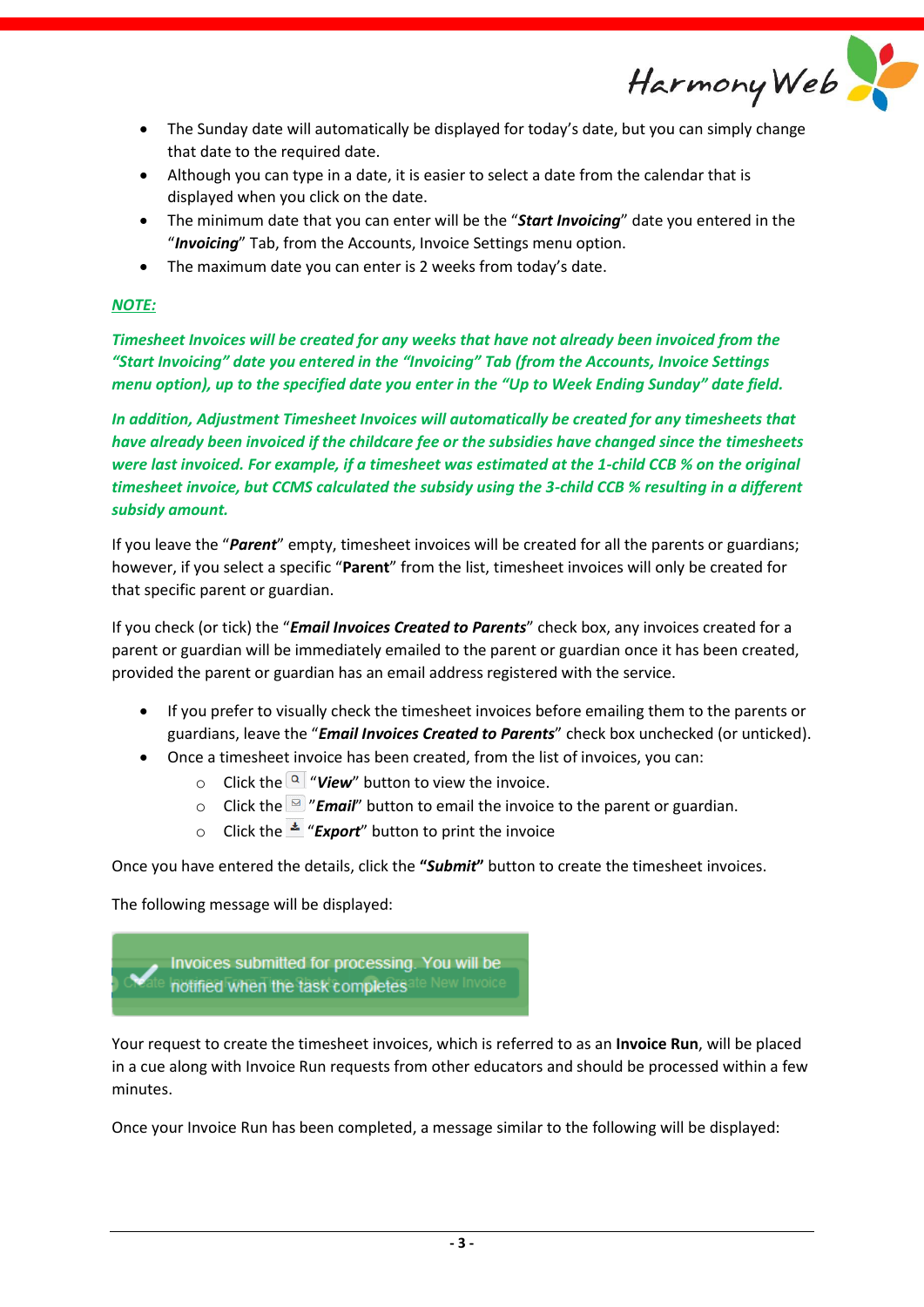- The Sunday date will automatically be displayed for today's date, but you can simply change that date to the required date.
- Although you can type in a date, it is easier to select a date from the calendar that is displayed when you click on the date.
- The minimum date that you can enter will be the "***Start Invoicing***" date you entered in the "***Invoicing***" Tab, from the Accounts, Invoice Settings menu option.
- The maximum date you can enter is 2 weeks from today's date.

***NOTE:***

***Timesheet Invoices will be created for any weeks that have not already been invoiced from the "Start Invoicing" date you entered in the "Invoicing" Tab (from the Accounts, Invoice Settings menu option), up to the specified date you enter in the "Up to Week Ending Sunday" date field.***

***In addition, Adjustment Timesheet Invoices will automatically be created for any timesheets that have already been invoiced if the childcare fee or the subsidies have changed since the timesheets were last invoiced. For example, if a timesheet was estimated at the 1-child CCB % on the original timesheet invoice, but CCMS calculated the subsidy using the 3-child CCB % resulting in a different subsidy amount.***

If you leave the "***Parent***" empty, timesheet invoices will be created for all the parents or guardians; however, if you select a specific "**Parent**" from the list, timesheet invoices will only be created for that specific parent or guardian.

If you check (or tick) the "***Email Invoices Created to Parents***" check box, any invoices created for a parent or guardian will be immediately emailed to the parent or guardian once it has been created, provided the parent or guardian has an email address registered with the service.

- If you prefer to visually check the timesheet invoices before emailing them to the parents or guardians, leave the "***Email Invoices Created to Parents***" check box unchecked (or unticked).
- Once a timesheet invoice has been created, from the list of invoices, you can:
  - Click the "***View***" button to view the invoice.
  - Click the "***Email***" button to email the invoice to the parent or guardian.
  - Click the "***Export***" button to print the invoice

Once you have entered the details, click the **"*Submit*"** button to create the timesheet invoices.

The following message will be displayed:

Invoices submitted for processing. You will be notified when the task completes

Your request to create the timesheet invoices, which is referred to as an **Invoice Run**, will be placed in a cue along with Invoice Run requests from other educators and should be processed within a few minutes.

Once your Invoice Run has been completed, a message similar to the following will be displayed: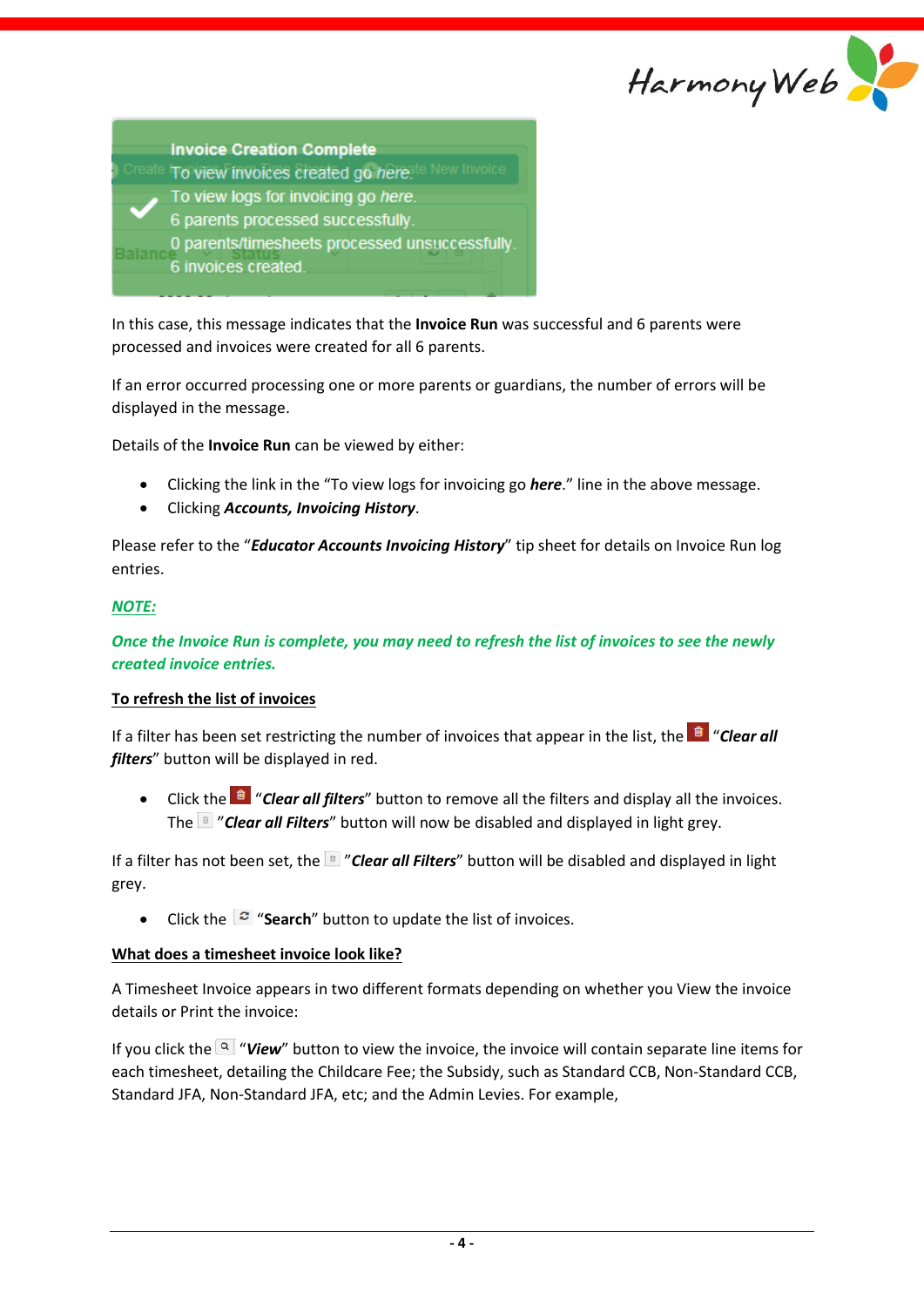Invoice Creation Complete
To view invoices created go *here*.
To view logs for invoicing go *here*.
6 parents processed successfully.
0 parents/timesheets processed unsuccessfully.
6 invoices created.

In this case, this message indicates that the **Invoice Run** was successful and 6 parents were processed and invoices were created for all 6 parents.

If an error occurred processing one or more parents or guardians, the number of errors will be displayed in the message.

Details of the **Invoice Run** can be viewed by either:

- Clicking the link in the "To view logs for invoicing go ***here***." line in the above message.
- Clicking ***Accounts, Invoicing History***.

Please refer to the "***Educator Accounts Invoicing History***" tip sheet for details on Invoice Run log entries.

***NOTE:***

***Once the Invoice Run is complete, you may need to refresh the list of invoices to see the newly created invoice entries.***

**To refresh the list of invoices**

If a filter has been set restricting the number of invoices that appear in the list, the "***Clear all filters***" button will be displayed in red.

- Click the "***Clear all filters***" button to remove all the filters and display all the invoices. The "***Clear all Filters***" button will now be disabled and displayed in light grey.

If a filter has not been set, the "***Clear all Filters***" button will be disabled and displayed in light grey.

- Click the "**Search**" button to update the list of invoices.

**What does a timesheet invoice look like?**

A Timesheet Invoice appears in two different formats depending on whether you View the invoice details or Print the invoice:

If you click the "***View***" button to view the invoice, the invoice will contain separate line items for each timesheet, detailing the Childcare Fee; the Subsidy, such as Standard CCB, Non-Standard CCB, Standard JFA, Non-Standard JFA, etc; and the Admin Levies. For example,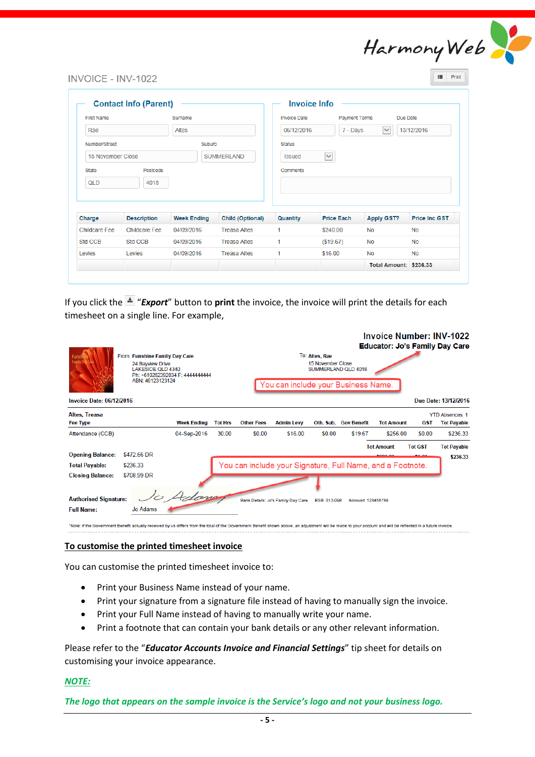INVOICE - INV-1022

Print

**Contact Info (Parent)**

First Name: Rae
Surname: Altes
Number/Street: 15 November Close
Suburb: SUMMERLAND
State: QLD
Postcode: 4018

**Invoice Info**

Invoice Date: 06/12/2016
Payment Terms: 7 - Days
Due Date: 13/12/2016
Status: Issued
Comments:

| Charge | Description | Week Ending | Child (Optional) | Quantity | Price Each | Apply GST? | Price Inc GST |
|---|---|---|---|---|---|---|---|
| Childcare Fee | Childcare Fee | 04/09/2016 | Treasa Altes | 1 | $240.00 | No | No |
| Std CCB | Std CCB | 04/09/2016 | Treasa Altes | 1 | ($19.67) | No | No |
| Levies | Levies | 04/09/2016 | Treasa Altes | 1 | $16.00 | No | No |
| | | | | | | Total Amount: | $236.33 |

If you click the "***Export***" button to **print** the invoice, the invoice will print the details for each timesheet on a single line. For example,

**Invoice Number: INV-1022**
**Educator: Jo's Family Day Care**

From: **Funshine Family Day Care**
24 Bayview Drive
LAKESIDE QLD 4340
Ph: +610262392034 F: 4444444444
ABN: 48123123124

To: **Altes, Rae**
15 November Close
SUMMERLAND QLD 4018

You can include your Business Name.

**Invoice Date: 06/12/2016** **Due Date: 13/12/2016**

**Altes, Treasa** YTD Absences: 1

| Fee Type | Week Ending | Tot Hrs | Other Fees | Admin Levy | Oth. Sub. | Gov Benefit | Tot Amount | GST | Tot Payable |
|---|---|---|---|---|---|---|---|---|---|
| Attendance (CCB) | 04-Sep-2016 | 30.00 | $0.00 | $16.00 | $0.00 | $19.67 | $256.00 | $0.00 | $236.33 |

| Tot Amount | Tot GST | Tot Payable |
|---|---|---|
| | | $236.33 |

**Opening Balance:** $472.66 DR
**Total Payable:** $236.33
**Closing Balance:** $708.99 DR

You can include your Signature, Full Name, and a Footnote.

**Authorised Signature:** Jo Adams
**Full Name:** Jo Adams

Bank Details: Jo's Family Day Care BSB: 012-098 Account: 123456789

*Note: If the Government Benefit actually received by us differs from the total of the Government Benefit shown above, an adjustment will be made to your account and will be reflected in a future invoice.

## To customise the printed timesheet invoice

You can customise the printed timesheet invoice to:

- Print your Business Name instead of your name.
- Print your signature from a signature file instead of having to manually sign the invoice.
- Print your Full Name instead of having to manually write your name.
- Print a footnote that can contain your bank details or any other relevant information.

Please refer to the "***Educator Accounts Invoice and Financial Settings***" tip sheet for details on customising your invoice appearance.

***NOTE:***

***The logo that appears on the sample invoice is the Service's logo and not your business logo.***